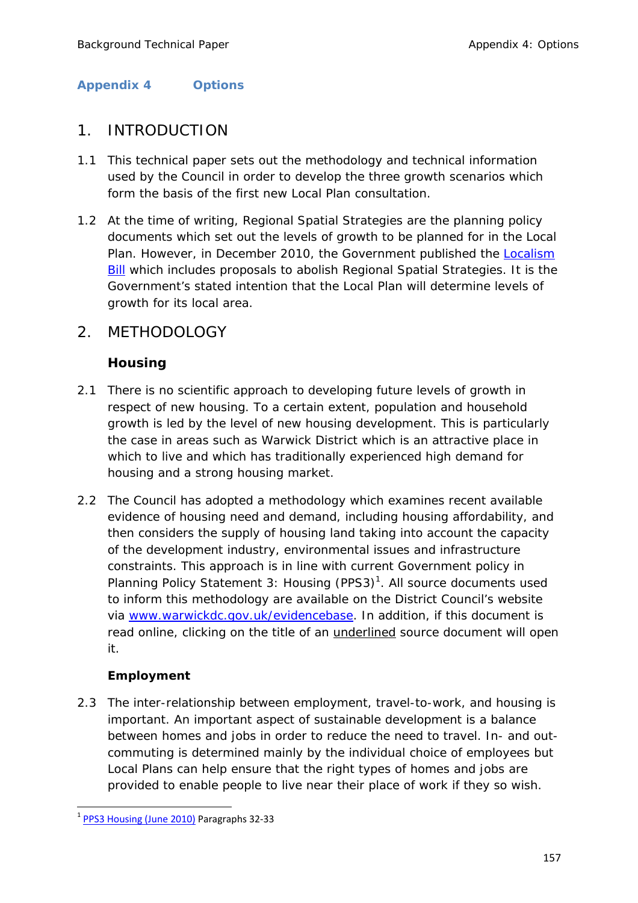# Appendix 4 Options

## 1. INTRODUCTION

1.1 This technical paper sets out the methodology and technical information used by the Council in order to develop the three growth scenarios which form the basis of the first new Local Plan consultation.

1.2 At the time of writing, Regional Spatial Strategies are the planning policy documents which set out the levels of growth to be planned for in the Local Plan. However, in December 2010, the Government published the Localism Bill which includes proposals to abolish Regional Spatial Strategies. It is the Government's stated intention that the Local Plan will determine levels of growth for its local area.

## 2. METHODOLOGY

### Housing

2.1 There is no scientific approach to developing future levels of growth in respect of new housing. To a certain extent, population and household growth is led by the level of new housing development. This is particularly the case in areas such as Warwick District which is an attractive place in which to live and which has traditionally experienced high demand for housing and a strong housing market.

2.2 The Council has adopted a methodology which examines recent available evidence of housing need and demand, including housing affordability, and then considers the supply of housing land taking into account the capacity of the development industry, environmental issues and infrastructure constraints. This approach is in line with current Government policy in Planning Policy Statement 3: Housing (PPS3)[1]. All source documents used to inform this methodology are available on the District Council's website via www.warwickdc.gov.uk/evidencebase. In addition, if this document is read online, clicking on the title of an underlined source document will open it.

### Employment

2.3 The inter-relationship between employment, travel-to-work, and housing is important. An important aspect of sustainable development is a balance between homes and jobs in order to reduce the need to travel. In- and out-commuting is determined mainly by the individual choice of employees but Local Plans can help ensure that the right types of homes and jobs are provided to enable people to live near their place of work if they so wish.

---

[1] PPS3 Housing (June 2010) Paragraphs 32-33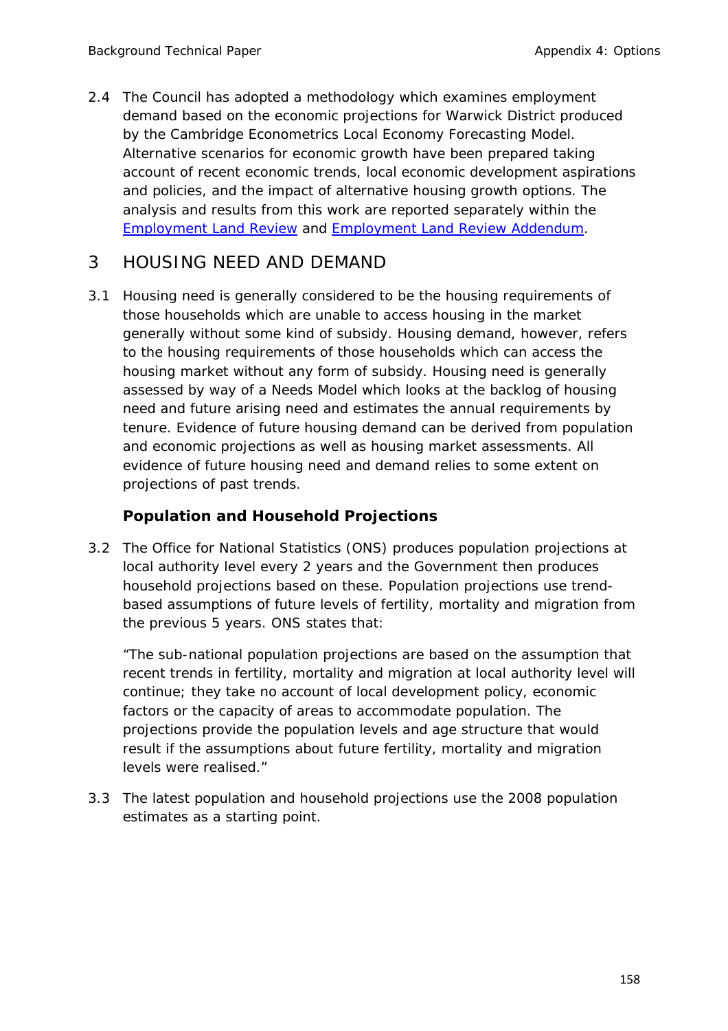2.4 The Council has adopted a methodology which examines employment demand based on the economic projections for Warwick District produced by the Cambridge Econometrics Local Economy Forecasting Model. Alternative scenarios for economic growth have been prepared taking account of recent economic trends, local economic development aspirations and policies, and the impact of alternative housing growth options. The analysis and results from this work are reported separately within the Employment Land Review and Employment Land Review Addendum.

## 3 HOUSING NEED AND DEMAND

3.1 Housing need is generally considered to be the housing requirements of those households which are unable to access housing in the market generally without some kind of subsidy. Housing demand, however, refers to the housing requirements of those households which can access the housing market without any form of subsidy. Housing need is generally assessed by way of a Needs Model which looks at the backlog of housing need and future arising need and estimates the annual requirements by tenure. Evidence of future housing demand can be derived from population and economic projections as well as housing market assessments. All evidence of future housing need and demand relies to some extent on projections of past trends.

### Population and Household Projections

3.2 The Office for National Statistics (ONS) produces population projections at local authority level every 2 years and the Government then produces household projections based on these. Population projections use trend-based assumptions of future levels of fertility, mortality and migration from the previous 5 years. ONS states that:

"The sub-national population projections are based on the assumption that recent trends in fertility, mortality and migration at local authority level will continue; they take no account of local development policy, economic factors or the capacity of areas to accommodate population. The projections provide the population levels and age structure that would result if the assumptions about future fertility, mortality and migration levels were realised."

3.3 The latest population and household projections use the 2008 population estimates as a starting point.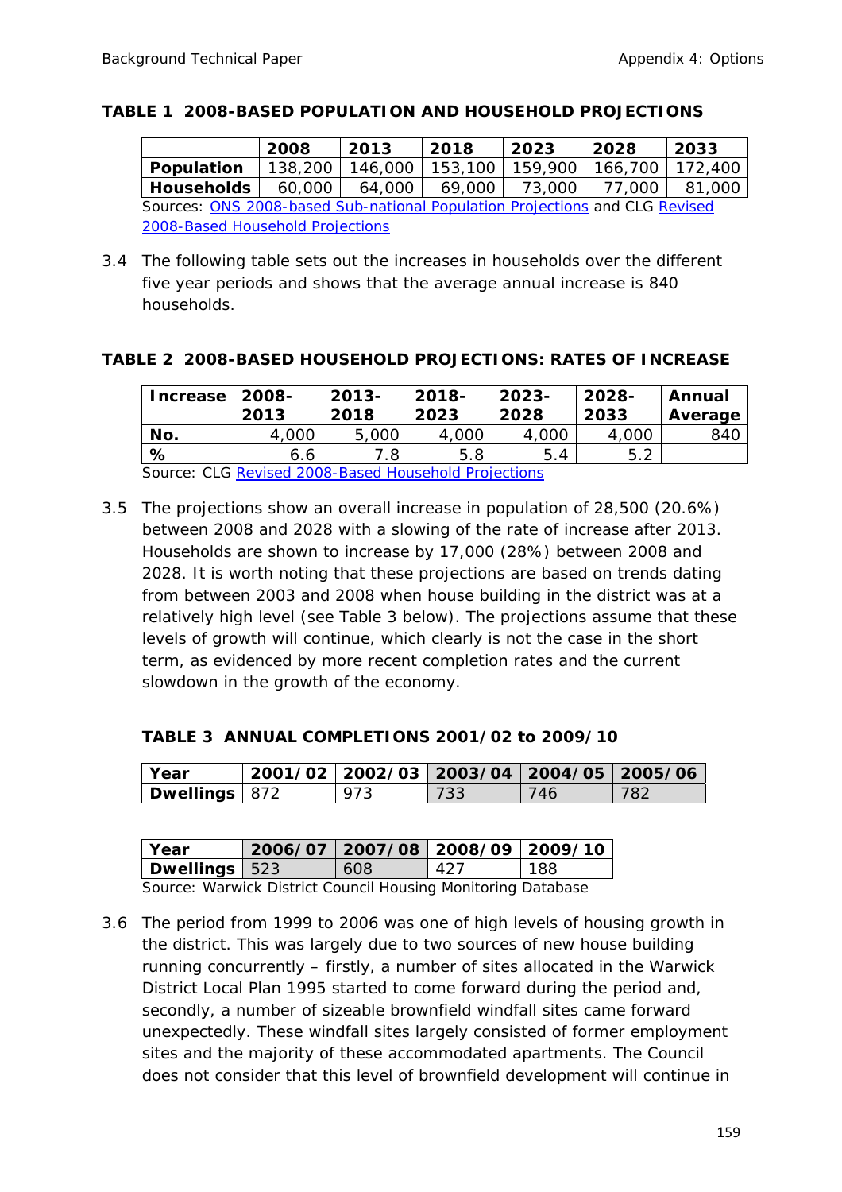**TABLE 1 2008-BASED POPULATION AND HOUSEHOLD PROJECTIONS**

| | 2008 | 2013 | 2018 | 2023 | 2028 | 2033 |
|---|---|---|---|---|---|---|
| **Population** | 138,200 | 146,000 | 153,100 | 159,900 | 166,700 | 172,400 |
| **Households** | 60,000 | 64,000 | 69,000 | 73,000 | 77,000 | 81,000 |

Sources: ONS 2008-based Sub-national Population Projections and CLG Revised 2008-Based Household Projections

3.4 The following table sets out the increases in households over the different five year periods and shows that the average annual increase is 840 households.

**TABLE 2 2008-BASED HOUSEHOLD PROJECTIONS: RATES OF INCREASE**

| Increase | 2008-2013 | 2013-2018 | 2018-2023 | 2023-2028 | 2028-2033 | Annual Average |
|---|---|---|---|---|---|---|
| **No.** | 4,000 | 5,000 | 4,000 | 4,000 | 4,000 | 840 |
| **%** | 6.6 | 7.8 | 5.8 | 5.4 | 5.2 | |

Source: CLG Revised 2008-Based Household Projections

3.5 The projections show an overall increase in population of 28,500 (20.6%) between 2008 and 2028 with a slowing of the rate of increase after 2013. Households are shown to increase by 17,000 (28%) between 2008 and 2028. It is worth noting that these projections are based on trends dating from between 2003 and 2008 when house building in the district was at a relatively high level (see Table 3 below). The projections assume that these levels of growth will continue, which clearly is not the case in the short term, as evidenced by more recent completion rates and the current slowdown in the growth of the economy.

**TABLE 3 ANNUAL COMPLETIONS 2001/02 to 2009/10**

| Year | 2001/02 | 2002/03 | 2003/04 | 2004/05 | 2005/06 |
|---|---|---|---|---|---|
| **Dwellings** | 872 | 973 | 733 | 746 | 782 |

| Year | 2006/07 | 2007/08 | 2008/09 | 2009/10 |
|---|---|---|---|---|
| **Dwellings** | 523 | 608 | 427 | 188 |

Source: Warwick District Council Housing Monitoring Database

3.6 The period from 1999 to 2006 was one of high levels of housing growth in the district. This was largely due to two sources of new house building running concurrently – firstly, a number of sites allocated in the Warwick District Local Plan 1995 started to come forward during the period and, secondly, a number of sizeable brownfield windfall sites came forward unexpectedly. These windfall sites largely consisted of former employment sites and the majority of these accommodated apartments. The Council does not consider that this level of brownfield development will continue in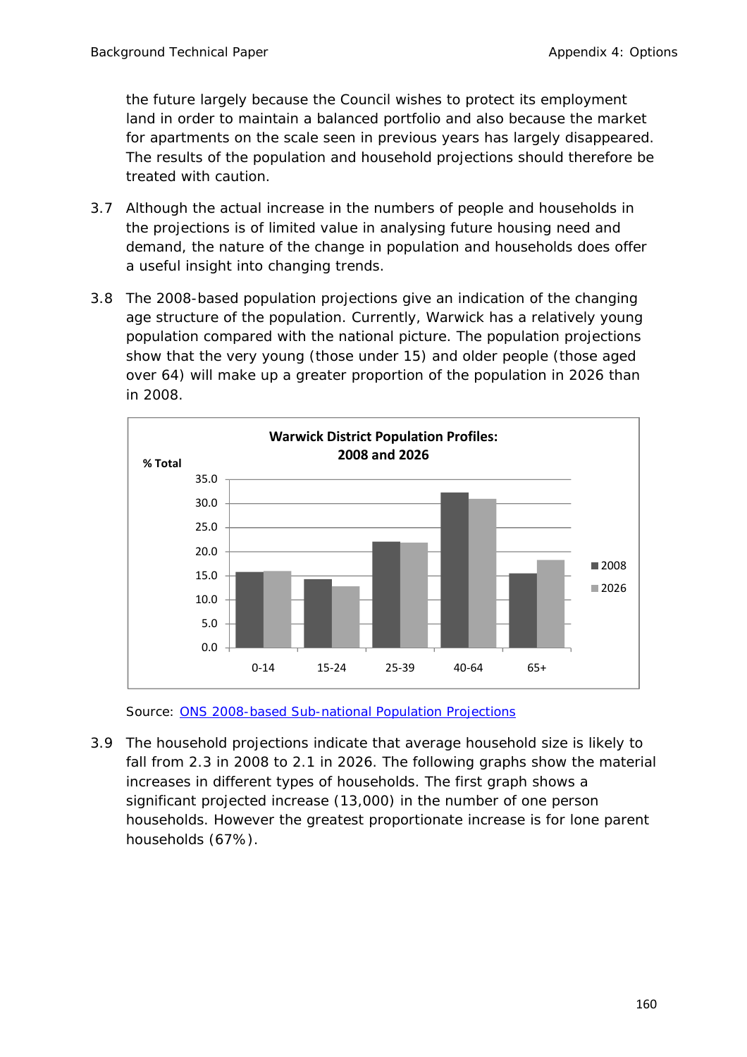the future largely because the Council wishes to protect its employment land in order to maintain a balanced portfolio and also because the market for apartments on the scale seen in previous years has largely disappeared. The results of the population and household projections should therefore be treated with caution.

3.7 Although the actual increase in the numbers of people and households in the projections is of limited value in analysing future housing need and demand, the nature of the change in population and households does offer a useful insight into changing trends.

3.8 The 2008-based population projections give an indication of the changing age structure of the population. Currently, Warwick has a relatively young population compared with the national picture. The population projections show that the very young (those under 15) and older people (those aged over 64) will make up a greater proportion of the population in 2026 than in 2008.

**Warwick District Population Profiles: 2008 and 2026**

Source: [ONS 2008-based Sub-national Population Projections]

3.9 The household projections indicate that average household size is likely to fall from 2.3 in 2008 to 2.1 in 2026. The following graphs show the material increases in different types of households. The first graph shows a significant projected increase (13,000) in the number of one person households. However the greatest proportionate increase is for lone parent households (67%).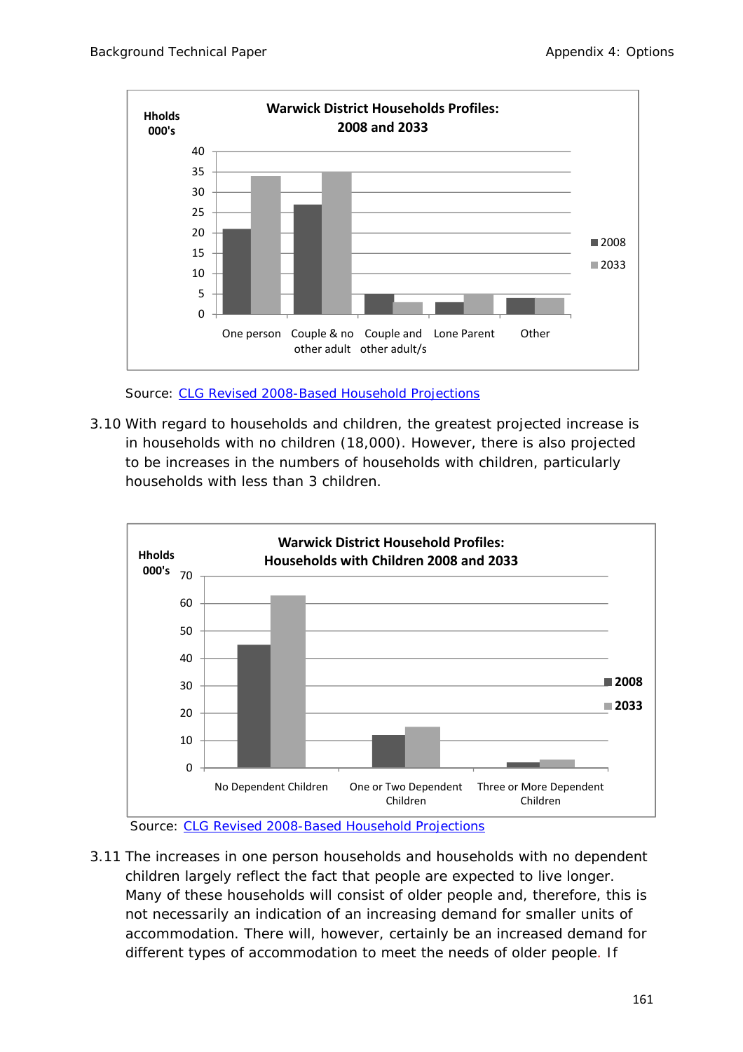**Warwick District Households Profiles: 2008 and 2033**

Hholds 000's

| Household type | 2008 | 2033 |
|---|---|---|
| One person | 21 | 34 |
| Couple & no other adult | 27 | 35 |
| Couple and other adult/s | 5 | 3 |
| Lone Parent | 3 | 5 |
| Other | 4 | 4 |

Source: CLG Revised 2008-Based Household Projections

3.10 With regard to households and children, the greatest projected increase is in households with no children (18,000). However, there is also projected to be increases in the numbers of households with children, particularly households with less than 3 children.

**Warwick District Household Profiles: Households with Children 2008 and 2033**

Hholds 000's

| Household type | 2008 | 2033 |
|---|---|---|
| No Dependent Children | 45 | 63 |
| One or Two Dependent Children | 12 | 15 |
| Three or More Dependent Children | 2 | 3 |

Source: CLG Revised 2008-Based Household Projections

3.11 The increases in one person households and households with no dependent children largely reflect the fact that people are expected to live longer. Many of these households will consist of older people and, therefore, this is not necessarily an indication of an increasing demand for smaller units of accommodation. There will, however, certainly be an increased demand for different types of accommodation to meet the needs of older people. If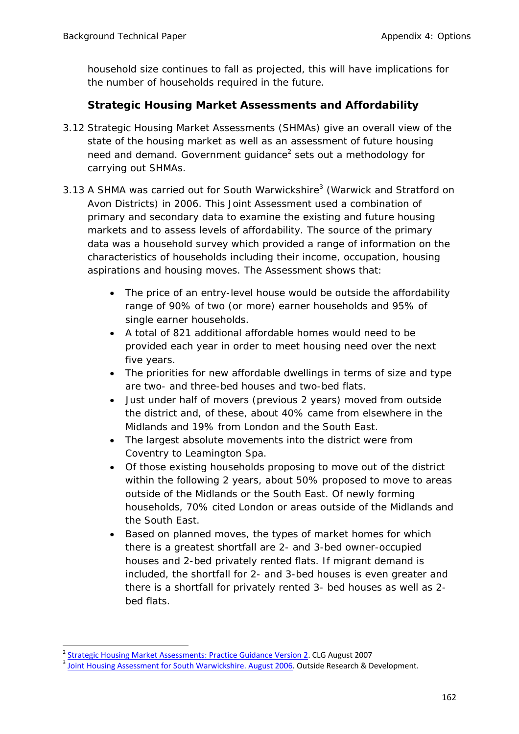household size continues to fall as projected, this will have implications for the number of households required in the future.

### Strategic Housing Market Assessments and Affordability

3.12 Strategic Housing Market Assessments (SHMAs) give an overall view of the state of the housing market as well as an assessment of future housing need and demand. Government guidance[2] sets out a methodology for carrying out SHMAs.

3.13 A SHMA was carried out for South Warwickshire[3] (Warwick and Stratford on Avon Districts) in 2006. This Joint Assessment used a combination of primary and secondary data to examine the existing and future housing markets and to assess levels of affordability. The source of the primary data was a household survey which provided a range of information on the characteristics of households including their income, occupation, housing aspirations and housing moves. The Assessment shows that:

- The price of an entry-level house would be outside the affordability range of 90% of two (or more) earner households and 95% of single earner households.
- A total of 821 additional affordable homes would need to be provided each year in order to meet housing need over the next five years.
- The priorities for new affordable dwellings in terms of size and type are two- and three-bed houses and two-bed flats.
- Just under half of movers (previous 2 years) moved from outside the district and, of these, about 40% came from elsewhere in the Midlands and 19% from London and the South East.
- The largest absolute movements into the district were from Coventry to Leamington Spa.
- Of those existing households proposing to move out of the district within the following 2 years, about 50% proposed to move to areas outside of the Midlands or the South East. Of newly forming households, 70% cited London or areas outside of the Midlands and the South East.
- Based on planned moves, the types of market homes for which there is a greatest shortfall are 2- and 3-bed owner-occupied houses and 2-bed privately rented flats. If migrant demand is included, the shortfall for 2- and 3-bed houses is even greater and there is a shortfall for privately rented 3- bed houses as well as 2-bed flats.

---

[2] Strategic Housing Market Assessments: Practice Guidance Version 2. CLG August 2007

[3] Joint Housing Assessment for South Warwickshire. August 2006. Outside Research & Development.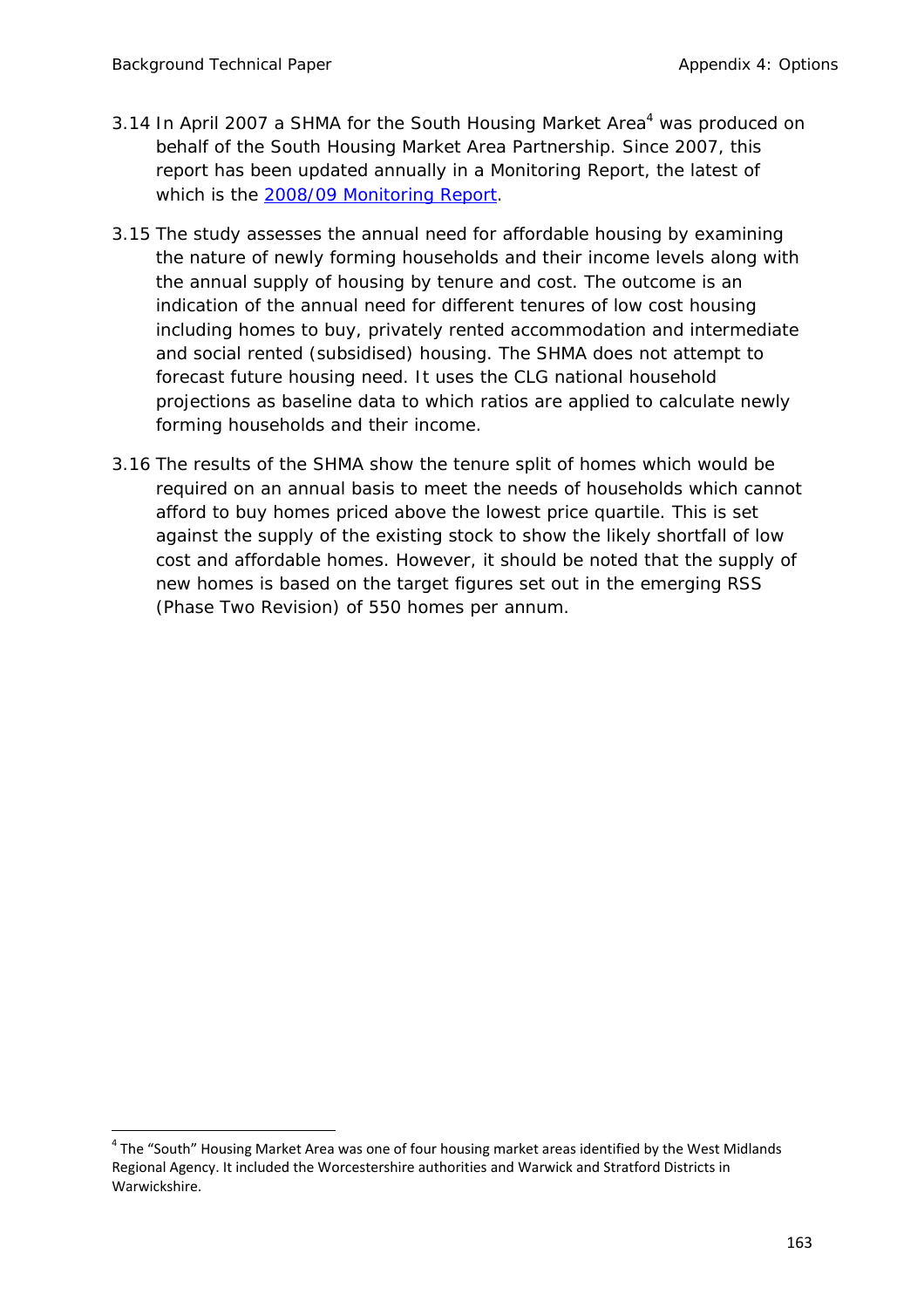3.14 In April 2007 a SHMA for the South Housing Market Area[4] was produced on behalf of the South Housing Market Area Partnership. Since 2007, this report has been updated annually in a Monitoring Report, the latest of which is the [2008/09 Monitoring Report](#).

3.15 The study assesses the annual need for affordable housing by examining the nature of newly forming households and their income levels along with the annual supply of housing by tenure and cost. The outcome is an indication of the annual need for different tenures of low cost housing including homes to buy, privately rented accommodation and intermediate and social rented (subsidised) housing. The SHMA does not attempt to forecast future housing need. It uses the CLG national household projections as baseline data to which ratios are applied to calculate newly forming households and their income.

3.16 The results of the SHMA show the tenure split of homes which would be required on an annual basis to meet the needs of households which cannot afford to buy homes priced above the lowest price quartile. This is set against the supply of the existing stock to show the likely shortfall of low cost and affordable homes. However, it should be noted that the supply of new homes is based on the target figures set out in the emerging RSS (Phase Two Revision) of 550 homes per annum.

---

[4] The "South" Housing Market Area was one of four housing market areas identified by the West Midlands Regional Agency. It included the Worcestershire authorities and Warwick and Stratford Districts in Warwickshire.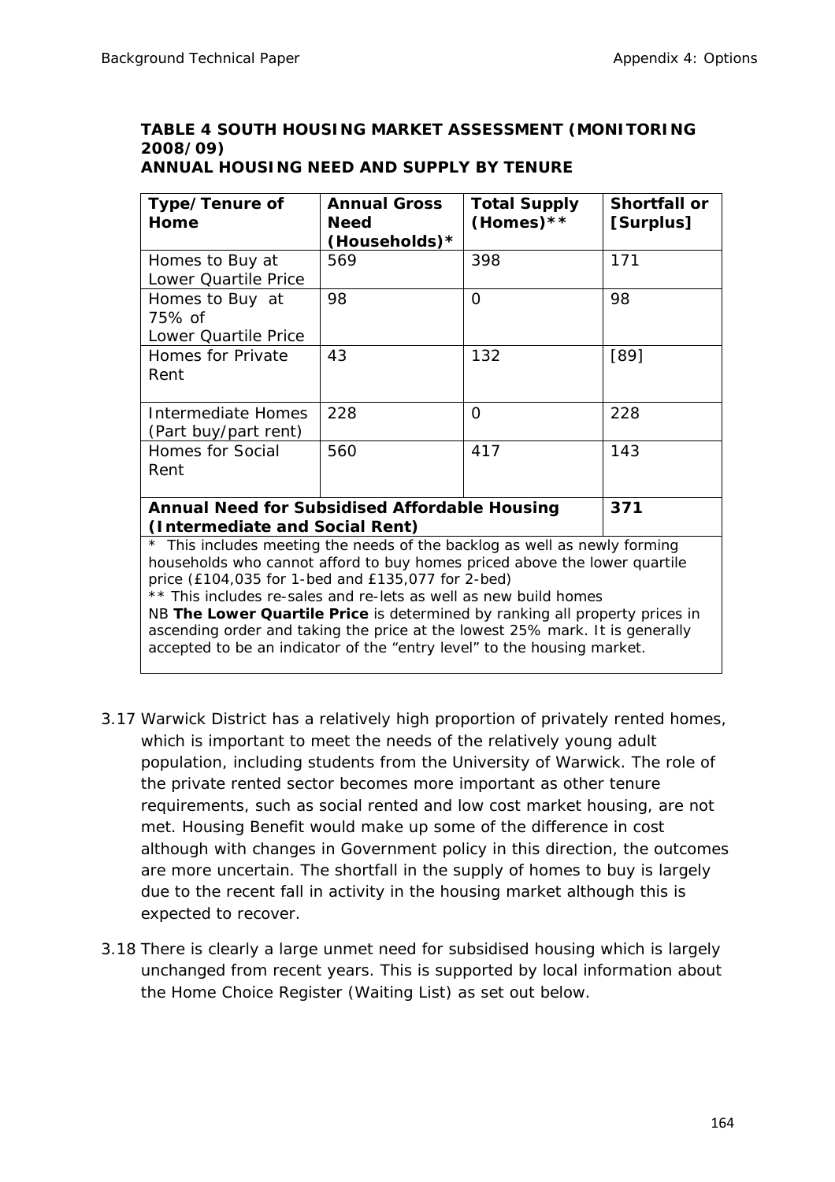**TABLE 4 SOUTH HOUSING MARKET ASSESSMENT (MONITORING 2008/09)**
**ANNUAL HOUSING NEED AND SUPPLY BY TENURE**

| Type/Tenure of Home | Annual Gross Need (Households)* | Total Supply (Homes)** | Shortfall or [Surplus] |
|---|---|---|---|
| Homes to Buy at Lower Quartile Price | 569 | 398 | 171 |
| Homes to Buy at 75% of Lower Quartile Price | 98 | 0 | 98 |
| Homes for Private Rent | 43 | 132 | [89] |
| Intermediate Homes (Part buy/part rent) | 228 | 0 | 228 |
| Homes for Social Rent | 560 | 417 | 143 |
| **Annual Need for Subsidised Affordable Housing (Intermediate and Social Rent)** | | | **371** |

\* This includes meeting the needs of the backlog as well as newly forming households who cannot afford to buy homes priced above the lower quartile price (£104,035 for 1-bed and £135,077 for 2-bed)

** This includes re-sales and re-lets as well as new build homes

NB **The Lower Quartile Price** is determined by ranking all property prices in ascending order and taking the price at the lowest 25% mark. It is generally accepted to be an indicator of the "entry level" to the housing market.

3.17 Warwick District has a relatively high proportion of privately rented homes, which is important to meet the needs of the relatively young adult population, including students from the University of Warwick. The role of the private rented sector becomes more important as other tenure requirements, such as social rented and low cost market housing, are not met. Housing Benefit would make up some of the difference in cost although with changes in Government policy in this direction, the outcomes are more uncertain. The shortfall in the supply of homes to buy is largely due to the recent fall in activity in the housing market although this is expected to recover.

3.18 There is clearly a large unmet need for subsidised housing which is largely unchanged from recent years. This is supported by local information about the Home Choice Register (Waiting List) as set out below.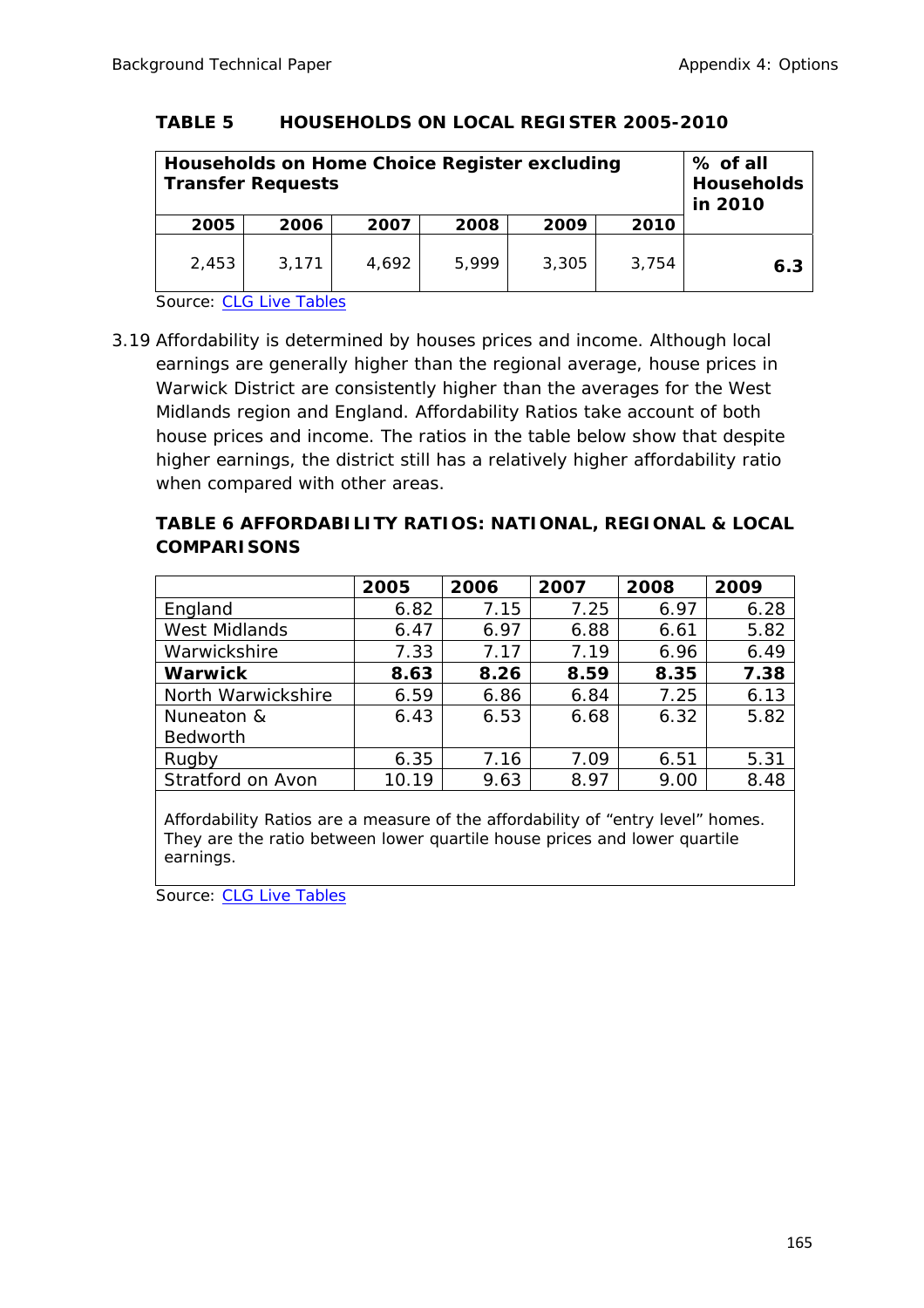**TABLE 5 HOUSEHOLDS ON LOCAL REGISTER 2005-2010**

| **Households on Home Choice Register excluding Transfer Requests** | | | | | | **% of all Households in 2010** |
|---|---|---|---|---|---|---|
| **2005** | **2006** | **2007** | **2008** | **2009** | **2010** | |
| 2,453 | 3,171 | 4,692 | 5,999 | 3,305 | 3,754 | **6.3** |

Source: CLG Live Tables

3.19 Affordability is determined by houses prices and income. Although local earnings are generally higher than the regional average, house prices in Warwick District are consistently higher than the averages for the West Midlands region and England. Affordability Ratios take account of both house prices and income. The ratios in the table below show that despite higher earnings, the district still has a relatively higher affordability ratio when compared with other areas.

**TABLE 6 AFFORDABILITY RATIOS: NATIONAL, REGIONAL & LOCAL COMPARISONS**

| | **2005** | **2006** | **2007** | **2008** | **2009** |
|---|---|---|---|---|---|
| England | 6.82 | 7.15 | 7.25 | 6.97 | 6.28 |
| West Midlands | 6.47 | 6.97 | 6.88 | 6.61 | 5.82 |
| Warwickshire | 7.33 | 7.17 | 7.19 | 6.96 | 6.49 |
| **Warwick** | **8.63** | **8.26** | **8.59** | **8.35** | **7.38** |
| North Warwickshire | 6.59 | 6.86 | 6.84 | 7.25 | 6.13 |
| Nuneaton & Bedworth | 6.43 | 6.53 | 6.68 | 6.32 | 5.82 |
| Rugby | 6.35 | 7.16 | 7.09 | 6.51 | 5.31 |
| Stratford on Avon | 10.19 | 9.63 | 8.97 | 9.00 | 8.48 |

Affordability Ratios are a measure of the affordability of "entry level" homes. They are the ratio between lower quartile house prices and lower quartile earnings.

Source: CLG Live Tables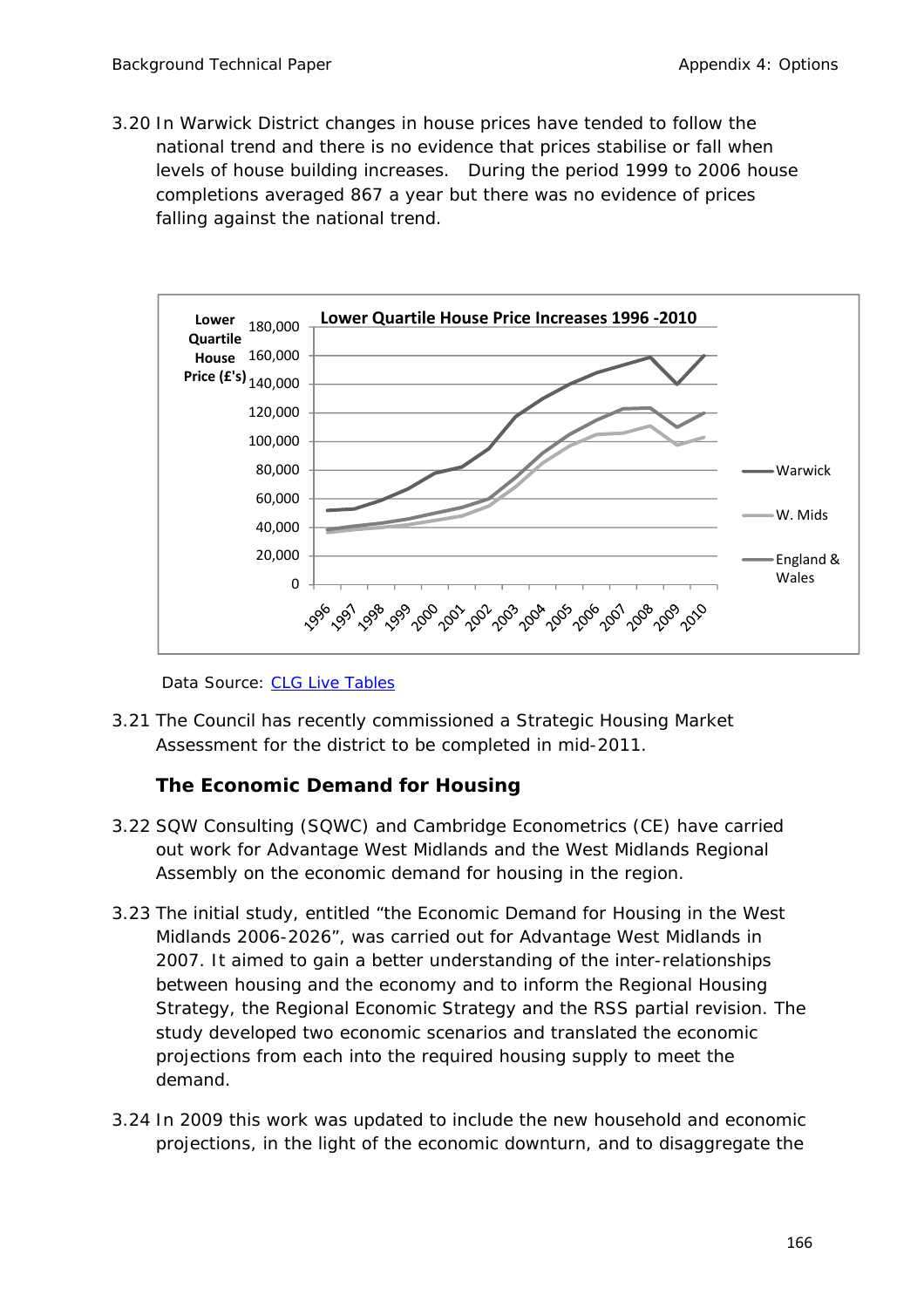3.20 In Warwick District changes in house prices have tended to follow the national trend and there is no evidence that prices stabilise or fall when levels of house building increases. During the period 1999 to 2006 house completions averaged 867 a year but there was no evidence of prices falling against the national trend.

Data Source: [CLG Live Tables]

3.21 The Council has recently commissioned a Strategic Housing Market Assessment for the district to be completed in mid-2011.

### The Economic Demand for Housing

3.22 SQW Consulting (SQWC) and Cambridge Econometrics (CE) have carried out work for Advantage West Midlands and the West Midlands Regional Assembly on the economic demand for housing in the region.

3.23 The initial study, entitled "the Economic Demand for Housing in the West Midlands 2006-2026", was carried out for Advantage West Midlands in 2007. It aimed to gain a better understanding of the inter-relationships between housing and the economy and to inform the Regional Housing Strategy, the Regional Economic Strategy and the RSS partial revision. The study developed two economic scenarios and translated the economic projections from each into the required housing supply to meet the demand.

3.24 In 2009 this work was updated to include the new household and economic projections, in the light of the economic downturn, and to disaggregate the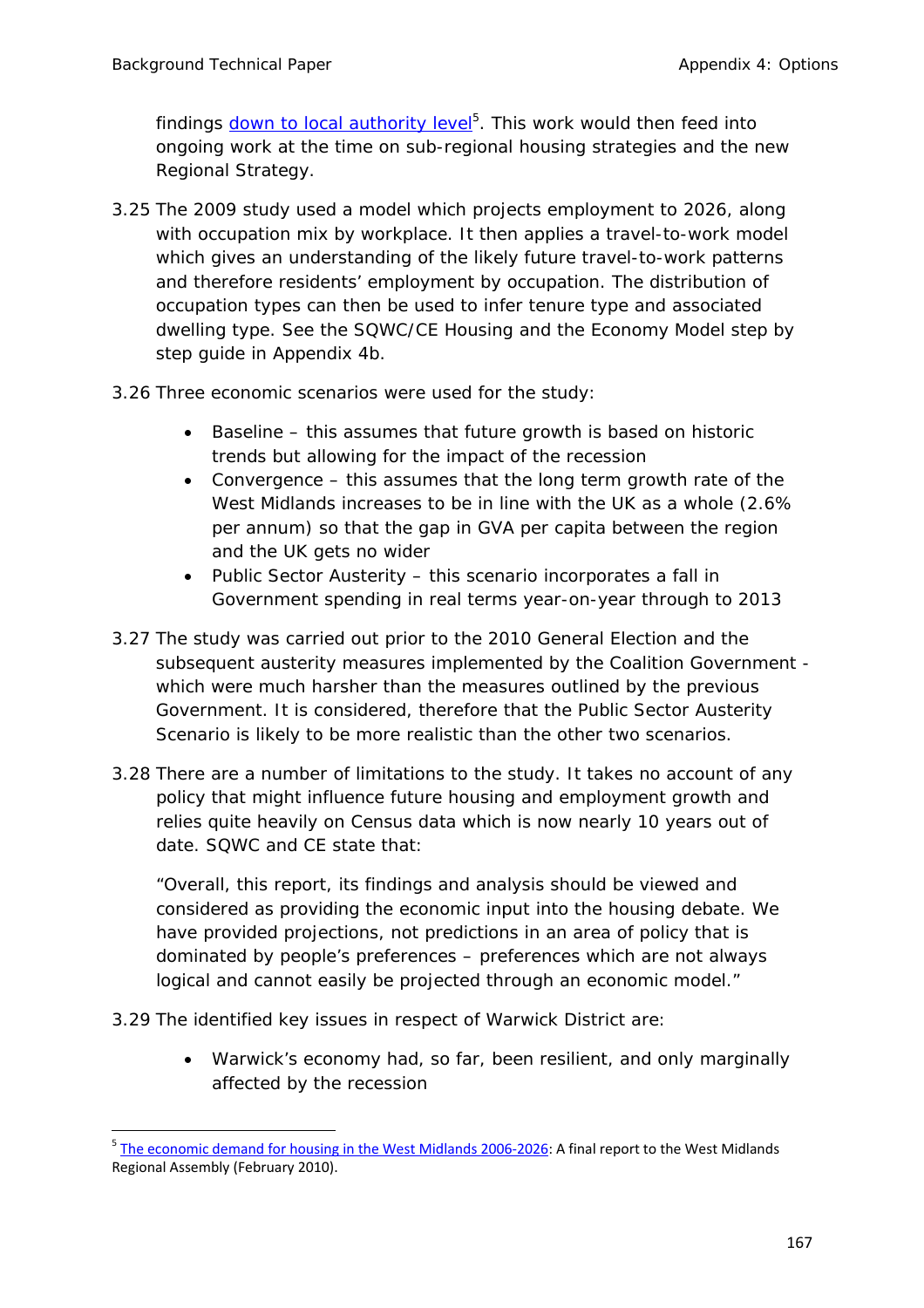findings down to local authority level[5]. This work would then feed into ongoing work at the time on sub-regional housing strategies and the new Regional Strategy.

3.25 The 2009 study used a model which projects employment to 2026, along with occupation mix by workplace. It then applies a travel-to-work model which gives an understanding of the likely future travel-to-work patterns and therefore residents' employment by occupation. The distribution of occupation types can then be used to infer tenure type and associated dwelling type. See the SQWC/CE Housing and the Economy Model step by step guide in Appendix 4b.

3.26 Three economic scenarios were used for the study:

- Baseline – this assumes that future growth is based on historic trends but allowing for the impact of the recession
- Convergence – this assumes that the long term growth rate of the West Midlands increases to be in line with the UK as a whole (2.6% per annum) so that the gap in GVA per capita between the region and the UK gets no wider
- Public Sector Austerity – this scenario incorporates a fall in Government spending in real terms year-on-year through to 2013

3.27 The study was carried out prior to the 2010 General Election and the subsequent austerity measures implemented by the Coalition Government - which were much harsher than the measures outlined by the previous Government. It is considered, therefore that the Public Sector Austerity Scenario is likely to be more realistic than the other two scenarios.

3.28 There are a number of limitations to the study. It takes no account of any policy that might influence future housing and employment growth and relies quite heavily on Census data which is now nearly 10 years out of date. SQWC and CE state that:

"Overall, this report, its findings and analysis should be viewed and considered as providing the economic input into the housing debate. We have provided projections, not predictions in an area of policy that is dominated by people's preferences – preferences which are not always logical and cannot easily be projected through an economic model."

3.29 The identified key issues in respect of Warwick District are:

- Warwick's economy had, so far, been resilient, and only marginally affected by the recession

[5] The economic demand for housing in the West Midlands 2006-2026: A final report to the West Midlands Regional Assembly (February 2010).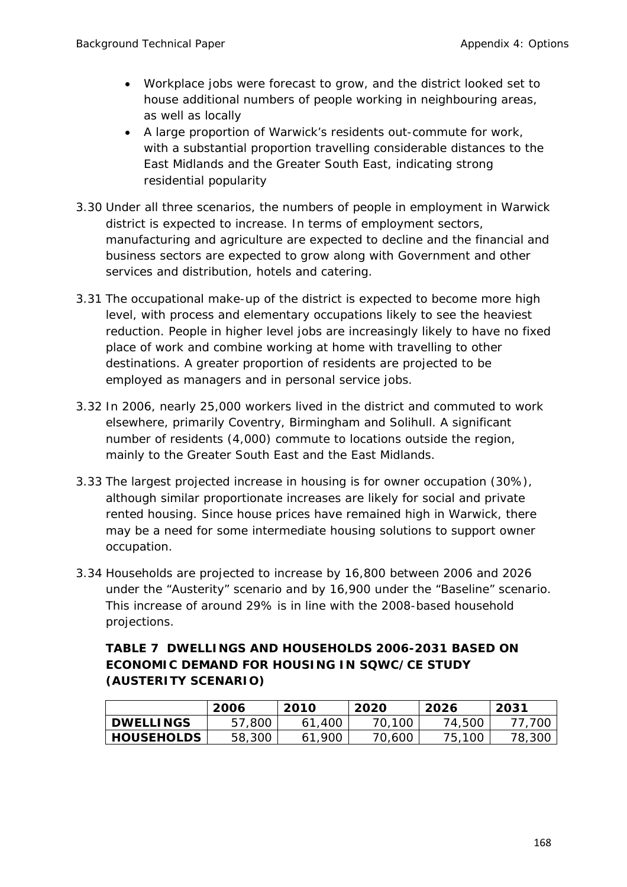- Workplace jobs were forecast to grow, and the district looked set to house additional numbers of people working in neighbouring areas, as well as locally
- A large proportion of Warwick's residents out-commute for work, with a substantial proportion travelling considerable distances to the East Midlands and the Greater South East, indicating strong residential popularity

3.30 Under all three scenarios, the numbers of people in employment in Warwick district is expected to increase. In terms of employment sectors, manufacturing and agriculture are expected to decline and the financial and business sectors are expected to grow along with Government and other services and distribution, hotels and catering.

3.31 The occupational make-up of the district is expected to become more high level, with process and elementary occupations likely to see the heaviest reduction. People in higher level jobs are increasingly likely to have no fixed place of work and combine working at home with travelling to other destinations. A greater proportion of residents are projected to be employed as managers and in personal service jobs.

3.32 In 2006, nearly 25,000 workers lived in the district and commuted to work elsewhere, primarily Coventry, Birmingham and Solihull. A significant number of residents (4,000) commute to locations outside the region, mainly to the Greater South East and the East Midlands.

3.33 The largest projected increase in housing is for owner occupation (30%), although similar proportionate increases are likely for social and private rented housing. Since house prices have remained high in Warwick, there may be a need for some intermediate housing solutions to support owner occupation.

3.34 Households are projected to increase by 16,800 between 2006 and 2026 under the "Austerity" scenario and by 16,900 under the "Baseline" scenario. This increase of around 29% is in line with the 2008-based household projections.

**TABLE 7 DWELLINGS AND HOUSEHOLDS 2006-2031 BASED ON ECONOMIC DEMAND FOR HOUSING IN SQWC/CE STUDY (AUSTERITY SCENARIO)**

| | 2006 | 2010 | 2020 | 2026 | 2031 |
|---|---|---|---|---|---|
| **DWELLINGS** | 57,800 | 61,400 | 70,100 | 74,500 | 77,700 |
| **HOUSEHOLDS** | 58,300 | 61,900 | 70,600 | 75,100 | 78,300 |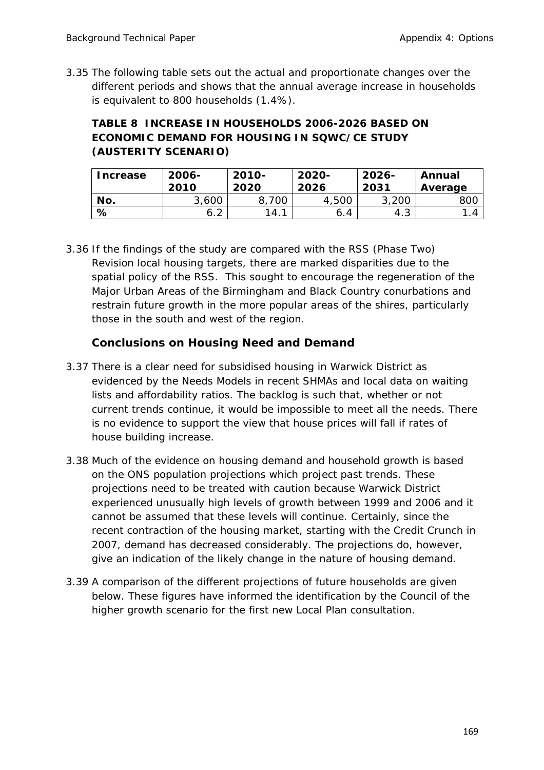3.35 The following table sets out the actual and proportionate changes over the different periods and shows that the annual average increase in households is equivalent to 800 households (1.4%).

**TABLE 8 INCREASE IN HOUSEHOLDS 2006-2026 BASED ON ECONOMIC DEMAND FOR HOUSING IN SQWC/CE STUDY (AUSTERITY SCENARIO)**

| Increase | 2006-2010 | 2010-2020 | 2020-2026 | 2026-2031 | Annual Average |
|---|---|---|---|---|---|
| No. | 3,600 | 8,700 | 4,500 | 3,200 | 800 |
| % | 6.2 | 14.1 | 6.4 | 4.3 | 1.4 |

3.36 If the findings of the study are compared with the RSS (Phase Two) Revision local housing targets, there are marked disparities due to the spatial policy of the RSS. This sought to encourage the regeneration of the Major Urban Areas of the Birmingham and Black Country conurbations and restrain future growth in the more popular areas of the shires, particularly those in the south and west of the region.

### Conclusions on Housing Need and Demand

3.37 There is a clear need for subsidised housing in Warwick District as evidenced by the Needs Models in recent SHMAs and local data on waiting lists and affordability ratios. The backlog is such that, whether or not current trends continue, it would be impossible to meet all the needs. There is no evidence to support the view that house prices will fall if rates of house building increase.

3.38 Much of the evidence on housing demand and household growth is based on the ONS population projections which project past trends. These projections need to be treated with caution because Warwick District experienced unusually high levels of growth between 1999 and 2006 and it cannot be assumed that these levels will continue. Certainly, since the recent contraction of the housing market, starting with the Credit Crunch in 2007, demand has decreased considerably. The projections do, however, give an indication of the likely change in the nature of housing demand.

3.39 A comparison of the different projections of future households are given below. These figures have informed the identification by the Council of the higher growth scenario for the first new Local Plan consultation.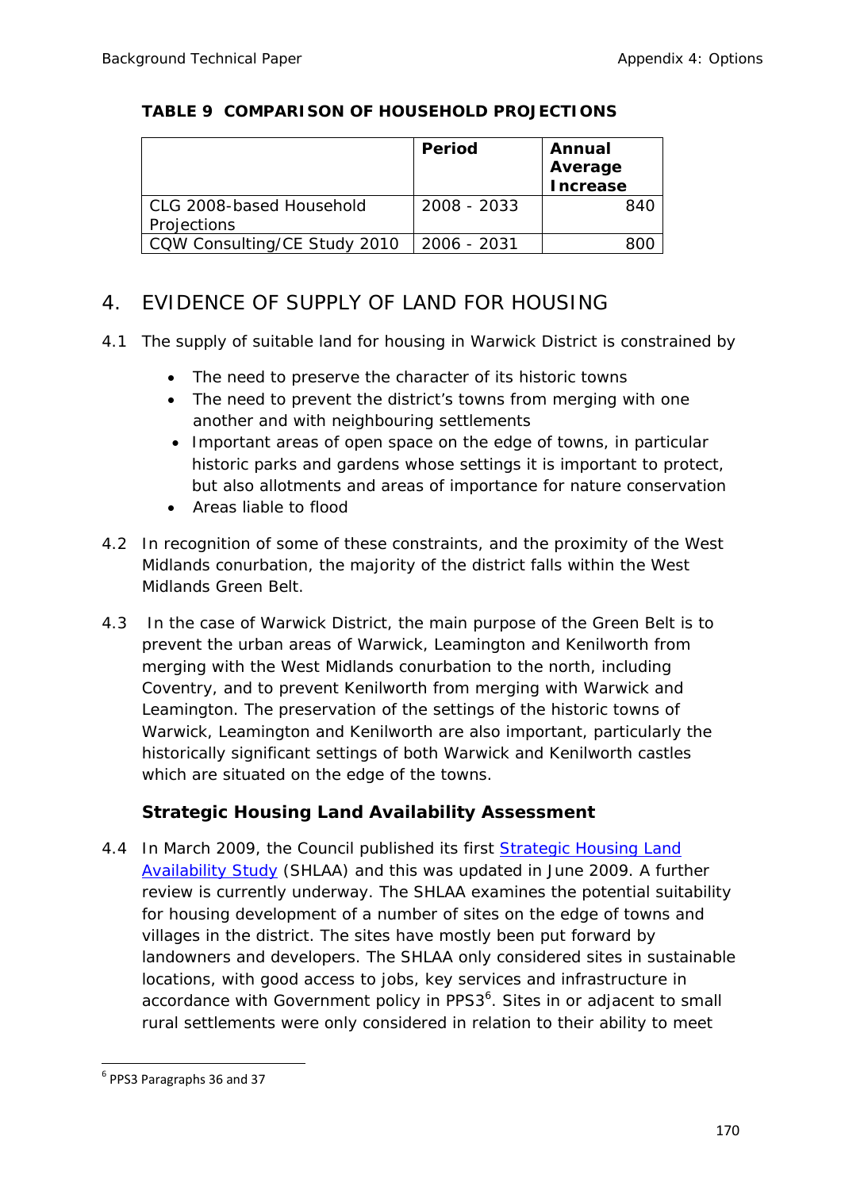**TABLE 9 COMPARISON OF HOUSEHOLD PROJECTIONS**

| | Period | Annual Average Increase |
|---|---|---|
| CLG 2008-based Household Projections | 2008 - 2033 | 840 |
| CQW Consulting/CE Study 2010 | 2006 - 2031 | 800 |

## 4. EVIDENCE OF SUPPLY OF LAND FOR HOUSING

4.1 The supply of suitable land for housing in Warwick District is constrained by

- The need to preserve the character of its historic towns
- The need to prevent the district's towns from merging with one another and with neighbouring settlements
- Important areas of open space on the edge of towns, in particular historic parks and gardens whose settings it is important to protect, but also allotments and areas of importance for nature conservation
- Areas liable to flood

4.2 In recognition of some of these constraints, and the proximity of the West Midlands conurbation, the majority of the district falls within the West Midlands Green Belt.

4.3 In the case of Warwick District, the main purpose of the Green Belt is to prevent the urban areas of Warwick, Leamington and Kenilworth from merging with the West Midlands conurbation to the north, including Coventry, and to prevent Kenilworth from merging with Warwick and Leamington. The preservation of the settings of the historic towns of Warwick, Leamington and Kenilworth are also important, particularly the historically significant settings of both Warwick and Kenilworth castles which are situated on the edge of the towns.

### Strategic Housing Land Availability Assessment

4.4 In March 2009, the Council published its first Strategic Housing Land Availability Study (SHLAA) and this was updated in June 2009. A further review is currently underway. The SHLAA examines the potential suitability for housing development of a number of sites on the edge of towns and villages in the district. The sites have mostly been put forward by landowners and developers. The SHLAA only considered sites in sustainable locations, with good access to jobs, key services and infrastructure in accordance with Government policy in PPS3[6]. Sites in or adjacent to small rural settlements were only considered in relation to their ability to meet

[6] PPS3 Paragraphs 36 and 37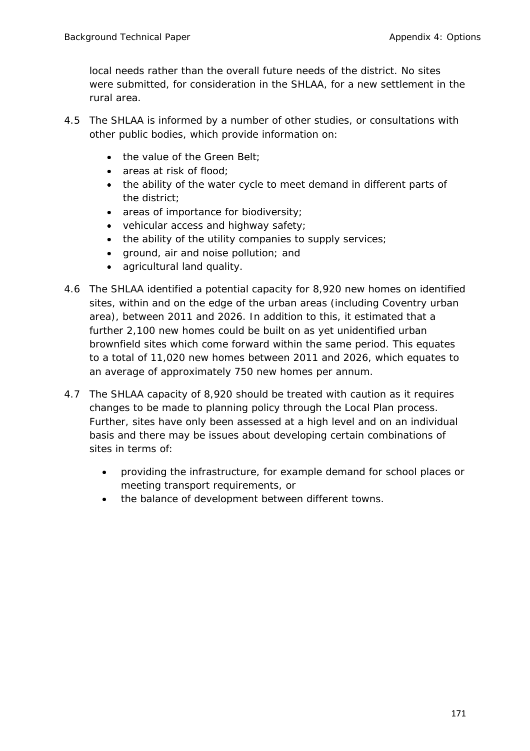local needs rather than the overall future needs of the district. No sites were submitted, for consideration in the SHLAA, for a new settlement in the rural area.

4.5 The SHLAA is informed by a number of other studies, or consultations with other public bodies, which provide information on:

- the value of the Green Belt;
- areas at risk of flood;
- the ability of the water cycle to meet demand in different parts of the district;
- areas of importance for biodiversity;
- vehicular access and highway safety;
- the ability of the utility companies to supply services;
- ground, air and noise pollution; and
- agricultural land quality.

4.6 The SHLAA identified a potential capacity for 8,920 new homes on identified sites, within and on the edge of the urban areas (including Coventry urban area), between 2011 and 2026. In addition to this, it estimated that a further 2,100 new homes could be built on as yet unidentified urban brownfield sites which come forward within the same period. This equates to a total of 11,020 new homes between 2011 and 2026, which equates to an average of approximately 750 new homes per annum.

4.7 The SHLAA capacity of 8,920 should be treated with caution as it requires changes to be made to planning policy through the Local Plan process. Further, sites have only been assessed at a high level and on an individual basis and there may be issues about developing certain combinations of sites in terms of:

- providing the infrastructure, for example demand for school places or meeting transport requirements, or
- the balance of development between different towns.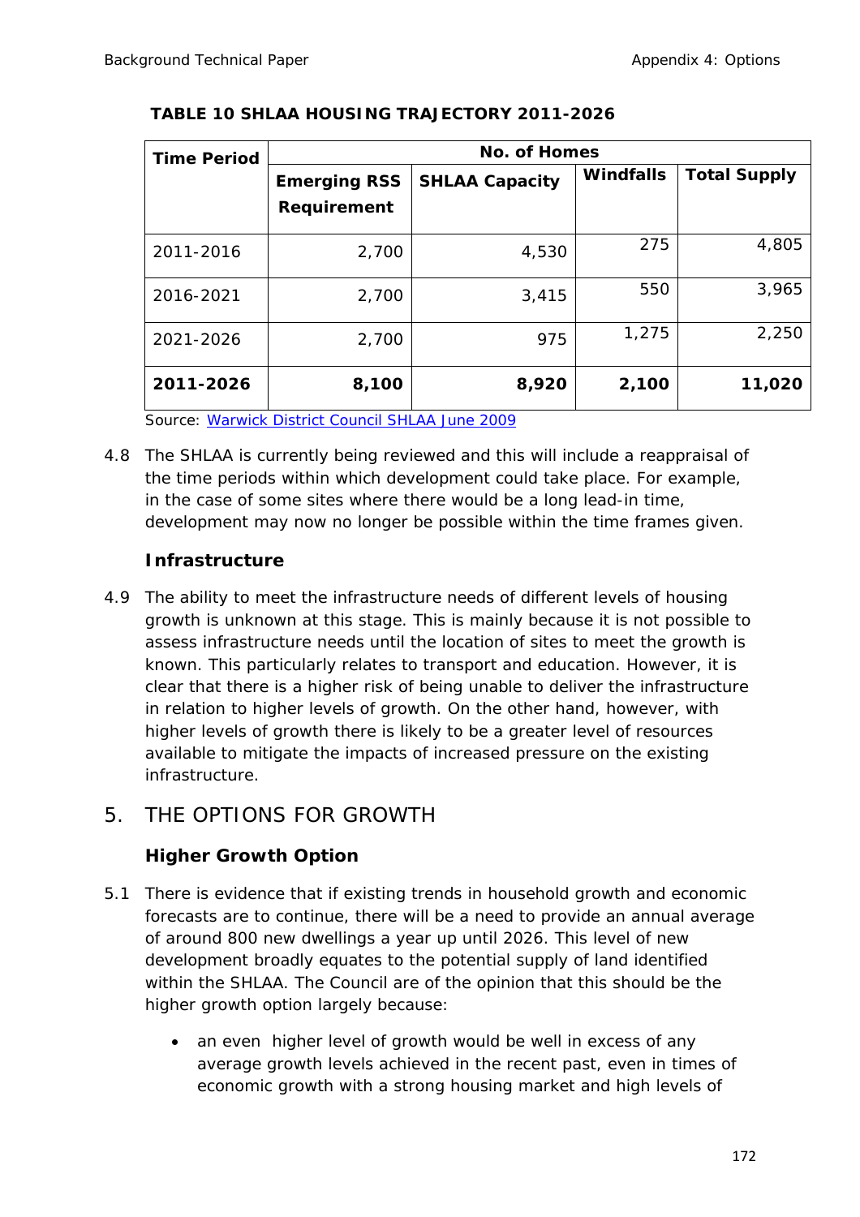**TABLE 10 SHLAA HOUSING TRAJECTORY 2011-2026**

| Time Period | No. of Homes | | | |
|---|---|---|---|---|
| | Emerging RSS Requirement | SHLAA Capacity | Windfalls | Total Supply |
| 2011-2016 | 2,700 | 4,530 | 275 | 4,805 |
| 2016-2021 | 2,700 | 3,415 | 550 | 3,965 |
| 2021-2026 | 2,700 | 975 | 1,275 | 2,250 |
| **2011-2026** | **8,100** | **8,920** | **2,100** | **11,020** |

Source: [Warwick District Council SHLAA June 2009]()

4.8 The SHLAA is currently being reviewed and this will include a reappraisal of the time periods within which development could take place. For example, in the case of some sites where there would be a long lead-in time, development may now no longer be possible within the time frames given.

### Infrastructure

4.9 The ability to meet the infrastructure needs of different levels of housing growth is unknown at this stage. This is mainly because it is not possible to assess infrastructure needs until the location of sites to meet the growth is known. This particularly relates to transport and education. However, it is clear that there is a higher risk of being unable to deliver the infrastructure in relation to higher levels of growth. On the other hand, however, with higher levels of growth there is likely to be a greater level of resources available to mitigate the impacts of increased pressure on the existing infrastructure.

## 5. THE OPTIONS FOR GROWTH

### Higher Growth Option

5.1 There is evidence that if existing trends in household growth and economic forecasts are to continue, there will be a need to provide an annual average of around 800 new dwellings a year up until 2026. This level of new development broadly equates to the potential supply of land identified within the SHLAA. The Council are of the opinion that this should be the higher growth option largely because:

- an even higher level of growth would be well in excess of any average growth levels achieved in the recent past, even in times of economic growth with a strong housing market and high levels of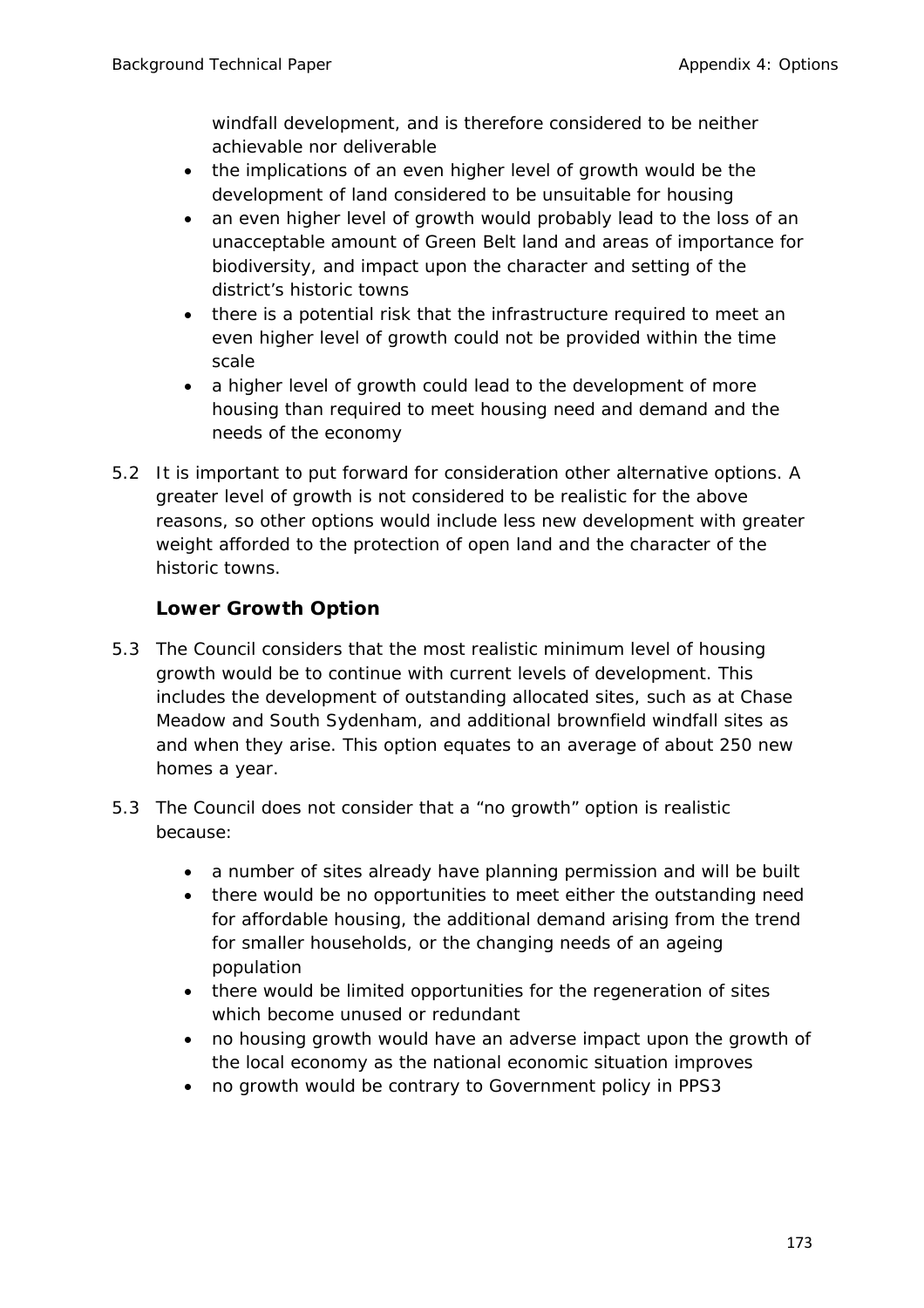windfall development, and is therefore considered to be neither achievable nor deliverable

- the implications of an even higher level of growth would be the development of land considered to be unsuitable for housing
- an even higher level of growth would probably lead to the loss of an unacceptable amount of Green Belt land and areas of importance for biodiversity, and impact upon the character and setting of the district's historic towns
- there is a potential risk that the infrastructure required to meet an even higher level of growth could not be provided within the time scale
- a higher level of growth could lead to the development of more housing than required to meet housing need and demand and the needs of the economy

5.2 It is important to put forward for consideration other alternative options. A greater level of growth is not considered to be realistic for the above reasons, so other options would include less new development with greater weight afforded to the protection of open land and the character of the historic towns.

### Lower Growth Option

5.3 The Council considers that the most realistic minimum level of housing growth would be to continue with current levels of development. This includes the development of outstanding allocated sites, such as at Chase Meadow and South Sydenham, and additional brownfield windfall sites as and when they arise. This option equates to an average of about 250 new homes a year.

5.3 The Council does not consider that a "no growth" option is realistic because:

- a number of sites already have planning permission and will be built
- there would be no opportunities to meet either the outstanding need for affordable housing, the additional demand arising from the trend for smaller households, or the changing needs of an ageing population
- there would be limited opportunities for the regeneration of sites which become unused or redundant
- no housing growth would have an adverse impact upon the growth of the local economy as the national economic situation improves
- no growth would be contrary to Government policy in PPS3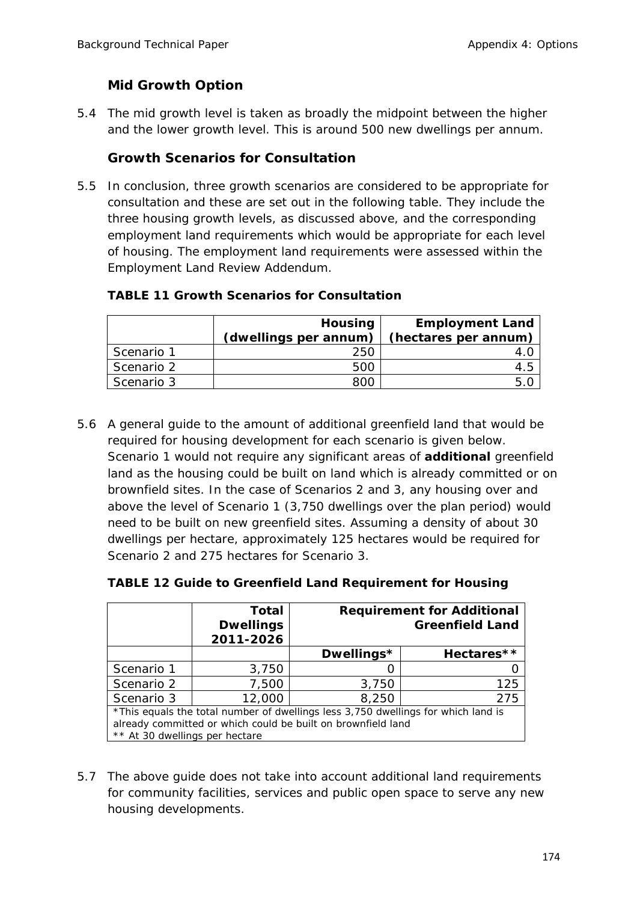### Mid Growth Option

5.4 The mid growth level is taken as broadly the midpoint between the higher and the lower growth level. This is around 500 new dwellings per annum.

### Growth Scenarios for Consultation

5.5 In conclusion, three growth scenarios are considered to be appropriate for consultation and these are set out in the following table. They include the three housing growth levels, as discussed above, and the corresponding employment land requirements which would be appropriate for each level of housing. The employment land requirements were assessed within the Employment Land Review Addendum.

**TABLE 11 Growth Scenarios for Consultation**

| | Housing (dwellings per annum) | Employment Land (hectares per annum) |
|---|---|---|
| Scenario 1 | 250 | 4.0 |
| Scenario 2 | 500 | 4.5 |
| Scenario 3 | 800 | 5.0 |

5.6 A general guide to the amount of additional greenfield land that would be required for housing development for each scenario is given below. Scenario 1 would not require any significant areas of **additional** greenfield land as the housing could be built on land which is already committed or on brownfield sites. In the case of Scenarios 2 and 3, any housing over and above the level of Scenario 1 (3,750 dwellings over the plan period) would need to be built on new greenfield sites. Assuming a density of about 30 dwellings per hectare, approximately 125 hectares would be required for Scenario 2 and 275 hectares for Scenario 3.

**TABLE 12 Guide to Greenfield Land Requirement for Housing**

| | Total Dwellings 2011-2026 | Requirement for Additional Greenfield Land | |
|---|---|---|---|
| | | Dwellings* | Hectares** |
| Scenario 1 | 3,750 | 0 | 0 |
| Scenario 2 | 7,500 | 3,750 | 125 |
| Scenario 3 | 12,000 | 8,250 | 275 |

*This equals the total number of dwellings less 3,750 dwellings for which land is already committed or which could be built on brownfield land
** At 30 dwellings per hectare

5.7 The above guide does not take into account additional land requirements for community facilities, services and public open space to serve any new housing developments.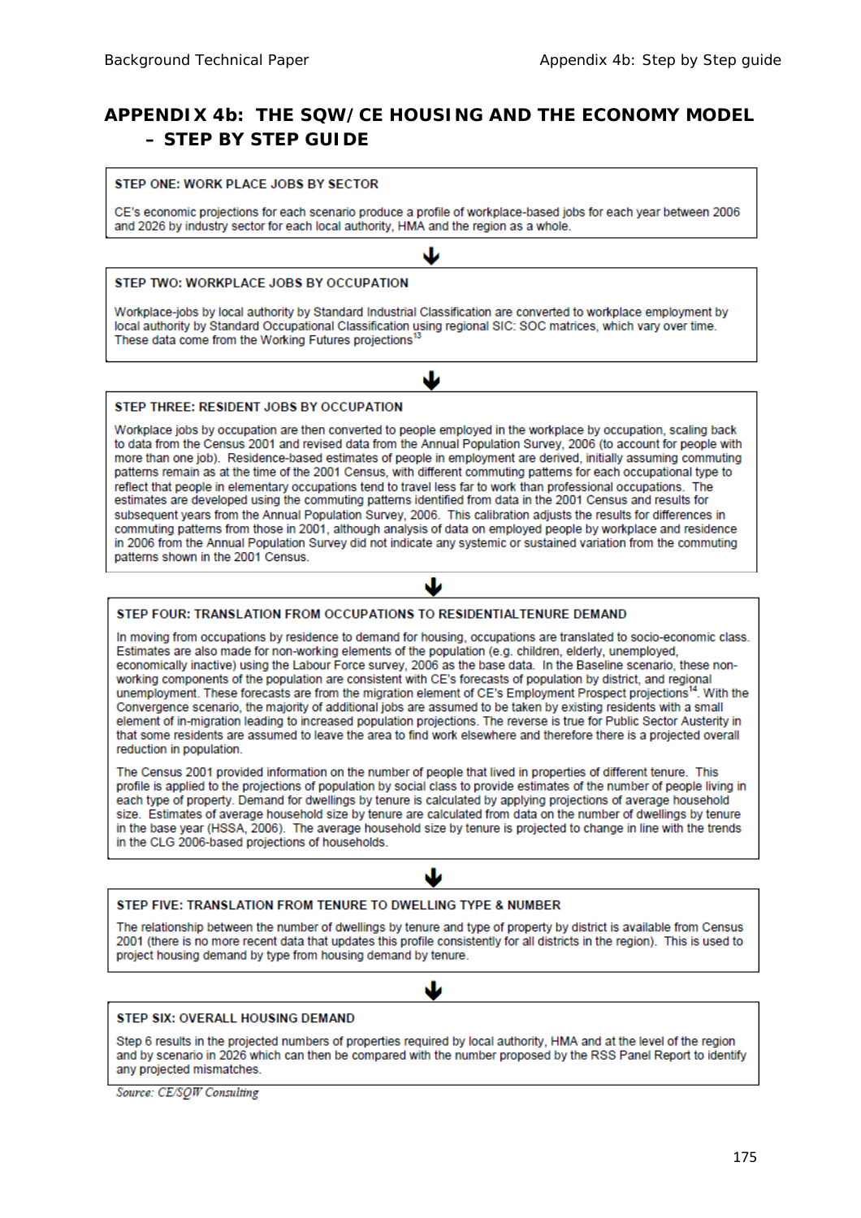## APPENDIX 4b: THE SQW/CE HOUSING AND THE ECONOMY MODEL – STEP BY STEP GUIDE

**STEP ONE: WORK PLACE JOBS BY SECTOR**

CE's economic projections for each scenario produce a profile of workplace-based jobs for each year between 2006 and 2026 by industry sector for each local authority, HMA and the region as a whole.

↓

**STEP TWO: WORKPLACE JOBS BY OCCUPATION**

Workplace-jobs by local authority by Standard Industrial Classification are converted to workplace employment by local authority by Standard Occupational Classification using regional SIC: SOC matrices, which vary over time. These data come from the Working Futures projections[13]

↓

**STEP THREE: RESIDENT JOBS BY OCCUPATION**

Workplace jobs by occupation are then converted to people employed in the workplace by occupation, scaling back to data from the Census 2001 and revised data from the Annual Population Survey, 2006 (to account for people with more than one job). Residence-based estimates of people in employment are derived, initially assuming commuting patterns remain as at the time of the 2001 Census, with different commuting patterns for each occupational type to reflect that people in elementary occupations tend to travel less far to work than professional occupations. The estimates are developed using the commuting patterns identified from data in the 2001 Census and results for subsequent years from the Annual Population Survey, 2006. This calibration adjusts the results for differences in commuting patterns from those in 2001, although analysis of data on employed people by workplace and residence in 2006 from the Annual Population Survey did not indicate any systemic or sustained variation from the commuting patterns shown in the 2001 Census.

↓

**STEP FOUR: TRANSLATION FROM OCCUPATIONS TO RESIDENTIALTENURE DEMAND**

In moving from occupations by residence to demand for housing, occupations are translated to socio-economic class. Estimates are also made for non-working elements of the population (e.g. children, elderly, unemployed, economically inactive) using the Labour Force survey, 2006 as the base data. In the Baseline scenario, these non-working components of the population are consistent with CE's forecasts of population by district, and regional unemployment. These forecasts are from the migration element of CE's Employment Prospect projections[14]. With the Convergence scenario, the majority of additional jobs are assumed to be taken by existing residents with a small element of in-migration leading to increased population projections. The reverse is true for Public Sector Austerity in that some residents are assumed to leave the area to find work elsewhere and therefore there is a projected overall reduction in population.

The Census 2001 provided information on the number of people that lived in properties of different tenure. This profile is applied to the projections of population by social class to provide estimates of the number of people living in each type of property. Demand for dwellings by tenure is calculated by applying projections of average household size. Estimates of average household size by tenure are calculated from data on the number of dwellings by tenure in the base year (HSSA, 2006). The average household size by tenure is projected to change in line with the trends in the CLG 2006-based projections of households.

↓

**STEP FIVE: TRANSLATION FROM TENURE TO DWELLING TYPE & NUMBER**

The relationship between the number of dwellings by tenure and type of property by district is available from Census 2001 (there is no more recent data that updates this profile consistently for all districts in the region). This is used to project housing demand by type from housing demand by tenure.

↓

**STEP SIX: OVERALL HOUSING DEMAND**

Step 6 results in the projected numbers of properties required by local authority, HMA and at the level of the region and by scenario in 2026 which can then be compared with the number proposed by the RSS Panel Report to identify any projected mismatches.

*Source: CE/SQW Consulting*